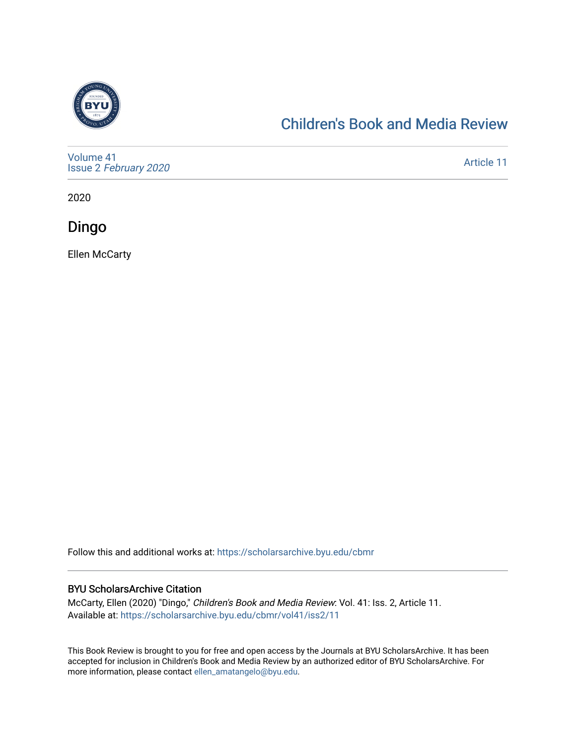# Children's Book and Media Review

Volume 41
Issue 2 *February 2020*

Article 11

2020

## Dingo

Ellen McCarty

Follow this and additional works at: https://scholarsarchive.byu.edu/cbmr

### BYU ScholarsArchive Citation

McCarty, Ellen (2020) "Dingo," *Children's Book and Media Review*: Vol. 41: Iss. 2, Article 11.
Available at: https://scholarsarchive.byu.edu/cbmr/vol41/iss2/11

This Book Review is brought to you for free and open access by the Journals at BYU ScholarsArchive. It has been accepted for inclusion in Children's Book and Media Review by an authorized editor of BYU ScholarsArchive. For more information, please contact ellen_amatangelo@byu.edu.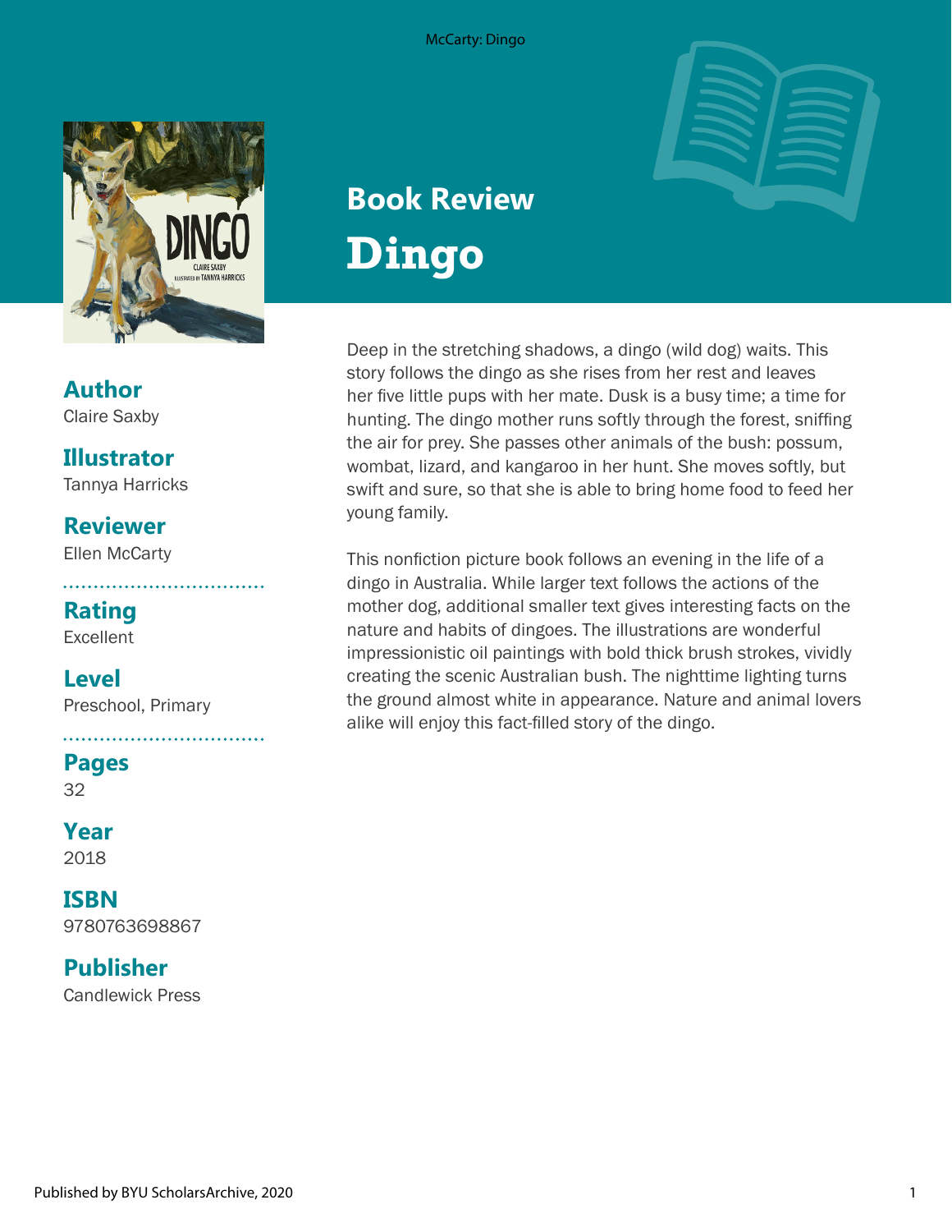# Book Review

# Dingo

**Author**
Claire Saxby

**Illustrator**
Tannya Harricks

**Reviewer**
Ellen McCarty

**Rating**
Excellent

**Level**
Preschool, Primary

**Pages**
32

**Year**
2018

**ISBN**
9780763698867

**Publisher**
Candlewick Press

Deep in the stretching shadows, a dingo (wild dog) waits. This story follows the dingo as she rises from her rest and leaves her five little pups with her mate. Dusk is a busy time; a time for hunting. The dingo mother runs softly through the forest, sniffing the air for prey. She passes other animals of the bush: possum, wombat, lizard, and kangaroo in her hunt. She moves softly, but swift and sure, so that she is able to bring home food to feed her young family.

This nonfiction picture book follows an evening in the life of a dingo in Australia. While larger text follows the actions of the mother dog, additional smaller text gives interesting facts on the nature and habits of dingoes. The illustrations are wonderful impressionistic oil paintings with bold thick brush strokes, vividly creating the scenic Australian bush. The nighttime lighting turns the ground almost white in appearance. Nature and animal lovers alike will enjoy this fact-filled story of the dingo.